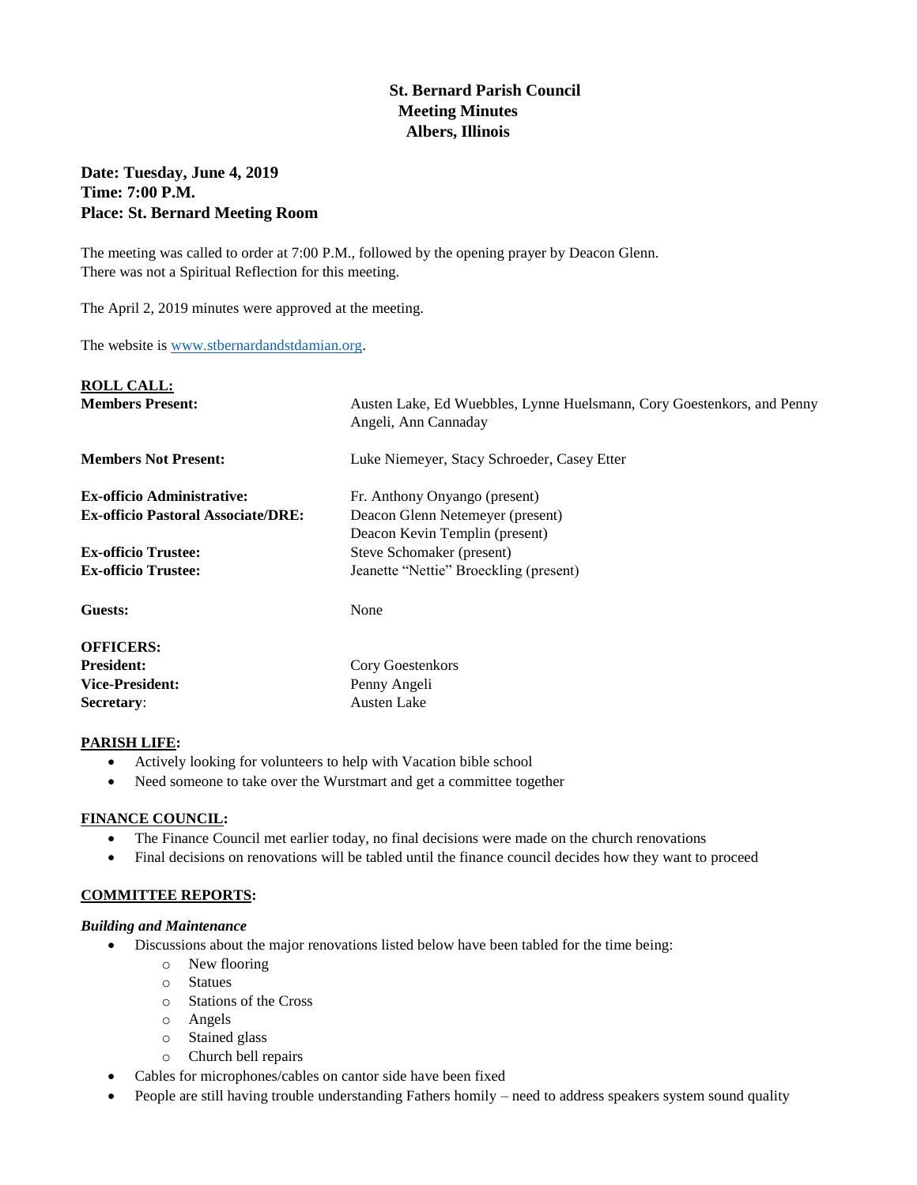# St. Bernard Parish Council
## Meeting Minutes
## Albers, Illinois

**Date: Tuesday, June 4, 2019**
**Time: 7:00 P.M.**
**Place: St. Bernard Meeting Room**

The meeting was called to order at 7:00 P.M., followed by the opening prayer by Deacon Glenn.
There was not a Spiritual Reflection for this meeting.

The April 2, 2019 minutes were approved at the meeting.

The website is www.stbernardandstdamian.org.

**ROLL CALL:**

| | |
|---|---|
| **Members Present:** | Austen Lake, Ed Wuebbles, Lynne Huelsmann, Cory Goestenkors, and Penny Angeli, Ann Cannaday |
| **Members Not Present:** | Luke Niemeyer, Stacy Schroeder, Casey Etter |
| **Ex-officio Administrative:** | Fr. Anthony Onyango (present) |
| **Ex-officio Pastoral Associate/DRE:** | Deacon Glenn Netemeyer (present) |
| | Deacon Kevin Templin (present) |
| **Ex-officio Trustee:** | Steve Schomaker (present) |
| **Ex-officio Trustee:** | Jeanette "Nettie" Broeckling (present) |
| **Guests:** | None |

**OFFICERS:**

| | |
|---|---|
| **President:** | Cory Goestenkors |
| **Vice-President:** | Penny Angeli |
| **Secretary**: | Austen Lake |

**PARISH LIFE:**

- Actively looking for volunteers to help with Vacation bible school
- Need someone to take over the Wurstmart and get a committee together

**FINANCE COUNCIL:**

- The Finance Council met earlier today, no final decisions were made on the church renovations
- Final decisions on renovations will be tabled until the finance council decides how they want to proceed

**COMMITTEE REPORTS:**

***Building and Maintenance***

- Discussions about the major renovations listed below have been tabled for the time being:
  - New flooring
  - Statues
  - Stations of the Cross
  - Angels
  - Stained glass
  - Church bell repairs
- Cables for microphones/cables on cantor side have been fixed
- People are still having trouble understanding Fathers homily – need to address speakers system sound quality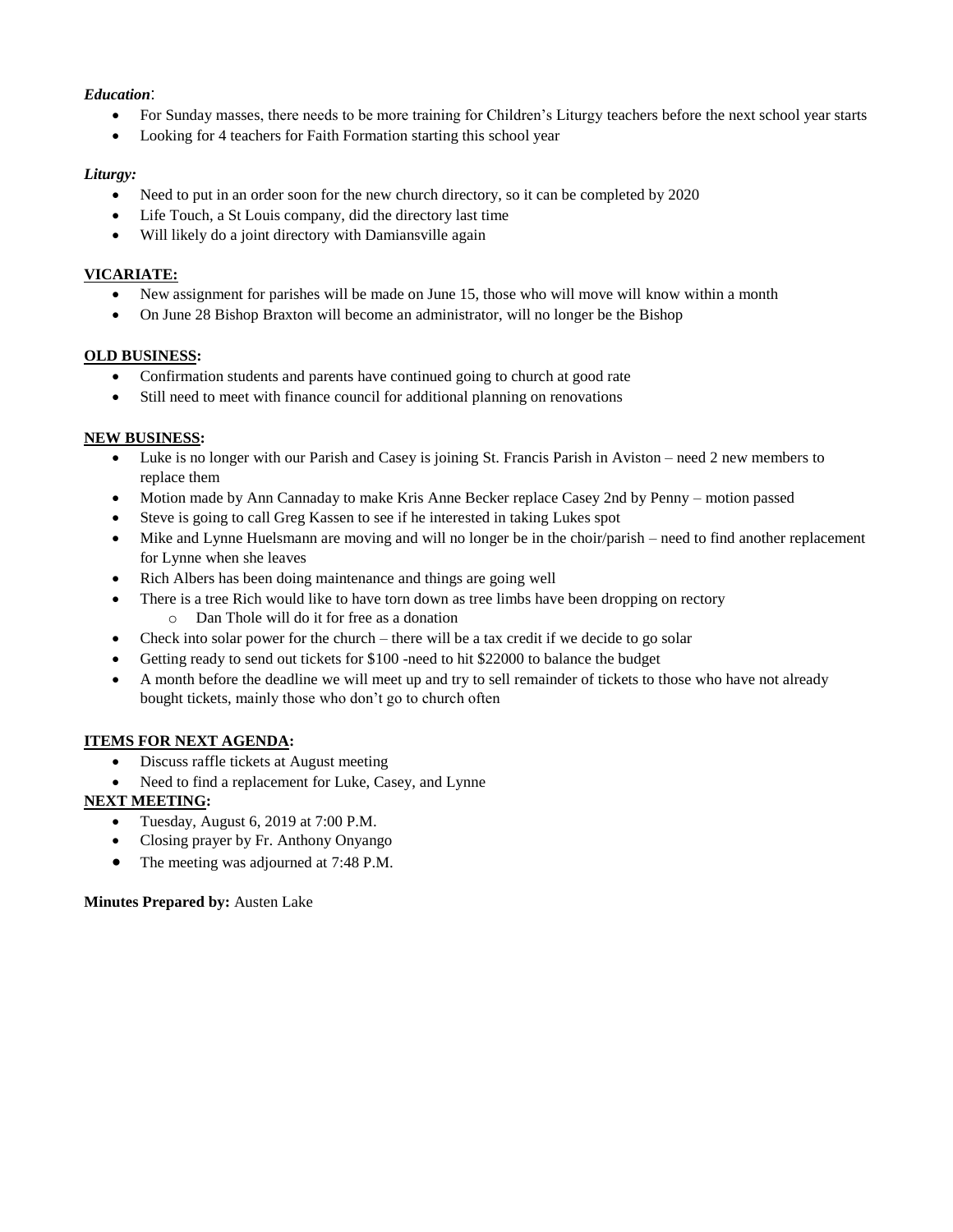***Education***:

- For Sunday masses, there needs to be more training for Children's Liturgy teachers before the next school year starts
- Looking for 4 teachers for Faith Formation starting this school year

***Liturgy:***

- Need to put in an order soon for the new church directory, so it can be completed by 2020
- Life Touch, a St Louis company, did the directory last time
- Will likely do a joint directory with Damiansville again

**VICARIATE:**

- New assignment for parishes will be made on June 15, those who will move will know within a month
- On June 28 Bishop Braxton will become an administrator, will no longer be the Bishop

**OLD BUSINESS:**

- Confirmation students and parents have continued going to church at good rate
- Still need to meet with finance council for additional planning on renovations

**NEW BUSINESS:**

- Luke is no longer with our Parish and Casey is joining St. Francis Parish in Aviston – need 2 new members to replace them
- Motion made by Ann Cannaday to make Kris Anne Becker replace Casey 2nd by Penny – motion passed
- Steve is going to call Greg Kassen to see if he interested in taking Lukes spot
- Mike and Lynne Huelsmann are moving and will no longer be in the choir/parish – need to find another replacement for Lynne when she leaves
- Rich Albers has been doing maintenance and things are going well
- There is a tree Rich would like to have torn down as tree limbs have been dropping on rectory
  - Dan Thole will do it for free as a donation
- Check into solar power for the church – there will be a tax credit if we decide to go solar
- Getting ready to send out tickets for $100 -need to hit $22000 to balance the budget
- A month before the deadline we will meet up and try to sell remainder of tickets to those who have not already bought tickets, mainly those who don't go to church often

**ITEMS FOR NEXT AGENDA:**

- Discuss raffle tickets at August meeting
- Need to find a replacement for Luke, Casey, and Lynne

**NEXT MEETING:**

- Tuesday, August 6, 2019 at 7:00 P.M.
- Closing prayer by Fr. Anthony Onyango
- The meeting was adjourned at 7:48 P.M.

**Minutes Prepared by:** Austen Lake